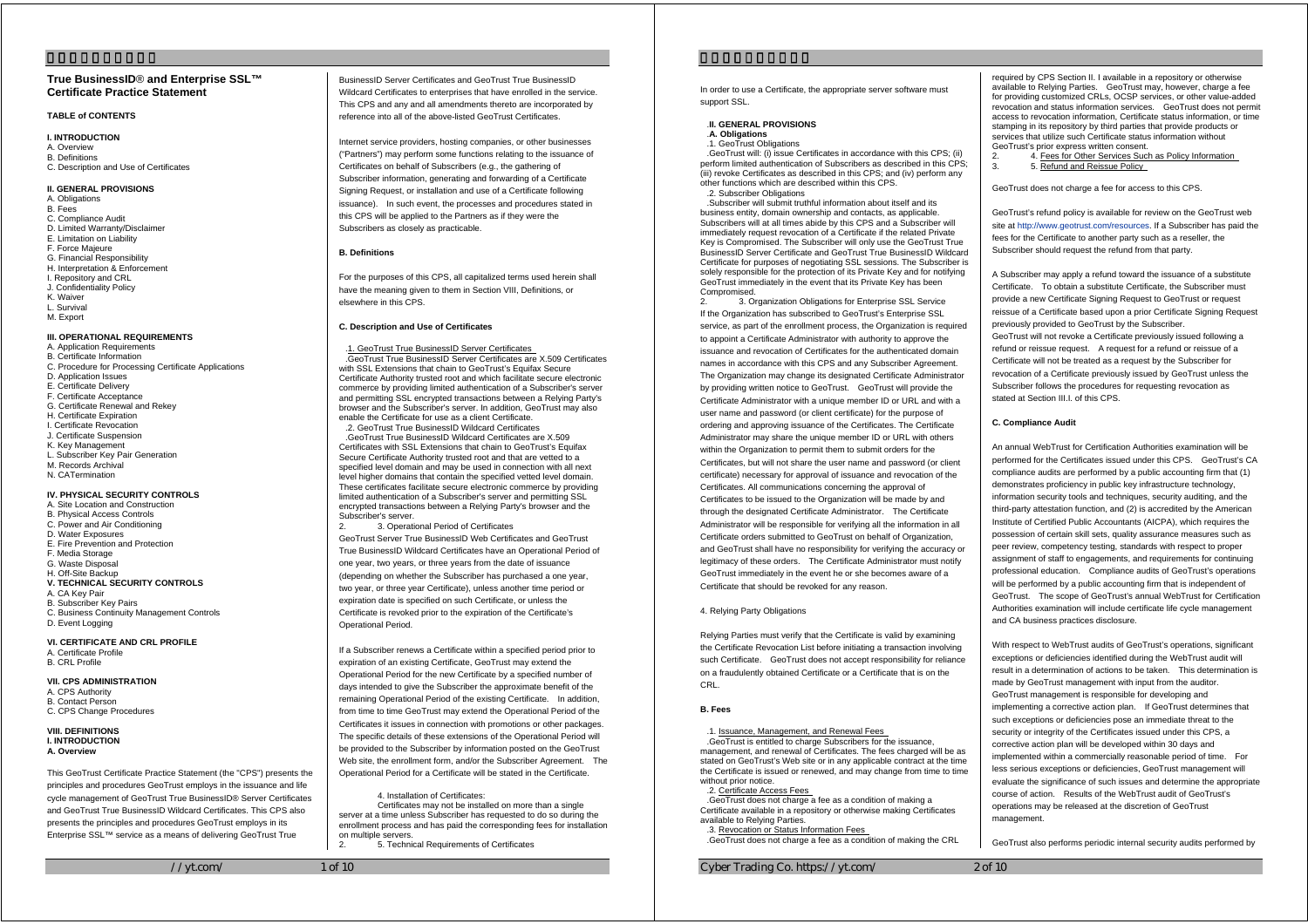## True BusinessID® and Enterprise SSL™ Certificate Practice Statement

**TABLE of CONTENTS**

**I. INTRODUCTION**
A. Overview
B. Definitions
C. Description and Use of Certificates

**II. GENERAL PROVISIONS**
A. Obligations
B. Fees
C. Compliance Audit
D. Limited Warranty/Disclaimer
E. Limitation on Liability
F. Force Majeure
G. Financial Responsibility
H. Interpretation & Enforcement
I. Repository and CRL
J. Confidentiality Policy
K. Waiver
L. Survival
M. Export

**III. OPERATIONAL REQUIREMENTS**
A. Application Requirements
B. Certificate Information
C. Procedure for Processing Certificate Applications
D. Application Issues
E. Certificate Delivery
F. Certificate Acceptance
G. Certificate Renewal and Rekey
H. Certificate Expiration
I. Certificate Revocation
J. Certificate Suspension
K. Key Management
L. Subscriber Key Pair Generation
M. Records Archival
N. CATermination

**IV. PHYSICAL SECURITY CONTROLS**
A. Site Location and Construction
B. Physical Access Controls
C. Power and Air Conditioning
D. Water Exposures
E. Fire Prevention and Protection
F. Media Storage
G. Waste Disposal
H. Off-Site Backup

**V. TECHNICAL SECURITY CONTROLS**
A. CA Key Pair
B. Subscriber Key Pairs
C. Business Continuity Management Controls
D. Event Logging

**VI. CERTIFICATE AND CRL PROFILE**
A. Certificate Profile
B. CRL Profile

**VII. CPS ADMINISTRATION**
A. CPS Authority
B. Contact Person
C. CPS Change Procedures

**VIII. DEFINITIONS**

## I. INTRODUCTION

### A. Overview

This GeoTrust Certificate Practice Statement (the "CPS") presents the principles and procedures GeoTrust employs in the issuance and life cycle management of GeoTrust True BusinessID® Server Certificates and GeoTrust True BusinessID Wildcard Certificates. This CPS also presents the principles and procedures GeoTrust employs in its Enterprise SSL™ service as a means of delivering GeoTrust True BusinessID Server Certificates and GeoTrust True BusinessID Wildcard Certificates to enterprises that have enrolled in the service. This CPS and any and all amendments thereto are incorporated by reference into all of the above-listed GeoTrust Certificates.

Internet service providers, hosting companies, or other businesses ("Partners") may perform some functions relating to the issuance of Certificates on behalf of Subscribers (e.g., the gathering of Subscriber information, generating and forwarding of a Certificate Signing Request, or installation and use of a Certificate following issuance). In such event, the processes and procedures stated in this CPS will be applied to the Partners as if they were the Subscribers as closely as practicable.

### B. Definitions

For the purposes of this CPS, all capitalized terms used herein shall have the meaning given to them in Section VIII, Definitions, or elsewhere in this CPS.

### C. Description and Use of Certificates

1. GeoTrust True BusinessID Server Certificates

GeoTrust True BusinessID Server Certificates are X.509 Certificates with SSL Extensions that chain to GeoTrust's Equifax Secure Certificate Authority trusted root and which facilitate secure electronic commerce by providing limited authentication of a Subscriber's server and permitting SSL encrypted transactions between a Relying Party's browser and the Subscriber's server. In addition, GeoTrust may also enable the Certificate for use as a client Certificate.

2. GeoTrust True BusinessID Wildcard Certificates

GeoTrust True BusinessID Wildcard Certificates are X.509 Certificates with SSL Extensions that chain to GeoTrust's Equifax Secure Certificate Authority trusted root and that are vetted to a specified level domain and may be used in connection with all next level higher domains that contain the specified vetted level domain. These certificates facilitate secure electronic commerce by providing limited authentication of a Subscriber's server and permitting SSL encrypted transactions between a Relying Party's browser and the Subscriber's server.

3. Operational Period of Certificates

GeoTrust Server True BusinessID Web Certificates and GeoTrust True BusinessID Wildcard Certificates have an Operational Period of one year, two years, or three years from the date of issuance (depending on whether the Subscriber has purchased a one year, two year, or three year Certificate), unless another time period or expiration date is specified on such Certificate, or unless the Certificate is revoked prior to the expiration of the Certificate's Operational Period.

If a Subscriber renews a Certificate within a specified period prior to expiration of an existing Certificate, GeoTrust may extend the Operational Period for the new Certificate by a specified number of days intended to give the Subscriber the approximate benefit of the remaining Operational Period of the existing Certificate. In addition, from time to time GeoTrust may extend the Operational Period of the Certificates it issues in connection with promotions or other packages. The specific details of these extensions of the Operational Period will be provided to the Subscriber by information posted on the GeoTrust Web site, the enrollment form, and/or the Subscriber Agreement. The Operational Period for a Certificate will be stated in the Certificate.

4. Installation of Certificates:

Certificates may not be installed on more than a single server at a time unless Subscriber has requested to do so during the enrollment process and has paid the corresponding fees for installation on multiple servers.

5. Technical Requirements of Certificates

In order to use a Certificate, the appropriate server software must support SSL.

## II. GENERAL PROVISIONS

### A. Obligations

1. GeoTrust Obligations

GeoTrust will: (i) issue Certificates in accordance with this CPS; (ii) perform limited authentication of Subscribers as described in this CPS; (iii) revoke Certificates as described in this CPS; and (iv) perform any other functions which are described within this CPS.

2. Subscriber Obligations

Subscriber will submit truthful information about itself and its business entity, domain ownership and contacts, as applicable. Subscribers will at all times abide by this CPS and a Subscriber Agreement. Subscriber will immediately request revocation of a Certificate if the related Private Key is Compromised. The Subscriber will only use the GeoTrust True BusinessID Server Certificate and GeoTrust True BusinessID Wildcard Certificate for purposes of negotiating SSL sessions. The Subscriber is solely responsible for the protection of its Private Key and for notifying GeoTrust immediately in the event that its Private Key has been Compromised.

3. Organization Obligations for Enterprise SSL Service

If the Organization has subscribed to GeoTrust's Enterprise SSL service, as part of the enrollment process, the Organization is required to appoint a Certificate Administrator with authority to approve the issuance and revocation of Certificates for the authenticated domain names in accordance with this CPS and any Subscriber Agreement. The Organization may change its designated Certificate Administrator by providing written notice to GeoTrust. GeoTrust will provide the Certificate Administrator with a unique member ID or URL and with a user name and password (or client certificate) for the purpose of ordering and approving issuance of the Certificates. The Certificate Administrator may share the unique member ID or URL with others within the Organization to permit them to submit orders for the Certificates, but will not share the user name and password (or client certificate) necessary for approval of issuance and revocation of the Certificates. All communications concerning the approval of Certificates to be issued to the Organization will be made by and through the designated Certificate Administrator. The Certificate Administrator will be responsible for verifying all the information in all Certificate orders submitted to GeoTrust on behalf of Organization, and GeoTrust shall have no responsibility for verifying the accuracy or legitimacy of these orders. The Certificate Administrator must notify GeoTrust immediately in the event he or she becomes aware of a Certificate that should be revoked for any reason.

4. Relying Party Obligations

Relying Parties must verify that the Certificate is valid by examining the Certificate Revocation List before initiating a transaction involving such Certificate. GeoTrust does not accept responsibility for reliance on a fraudulently obtained Certificate or a Certificate that is on the CRL.

### B. Fees

1. Issuance, Management, and Renewal Fees

GeoTrust is entitled to charge Subscribers for the issuance, management, and renewal of Certificates. The fees charged will be as stated on GeoTrust's Web site or in any applicable contract at the time the Certificate is issued or renewed, and may change from time to time without prior notice.

2. Certificate Access Fees

GeoTrust does not charge a fee as a condition of making a Certificate available in a repository or otherwise making Certificates available to Relying Parties.

3. Revocation or Status Information Fees

GeoTrust does not charge a fee as a condition of making the CRL required by CPS Section II. I available in a repository or otherwise available to Relying Parties. GeoTrust may, however, charge a fee for providing customized CRLs, OCSP services, or other value-added revocation and status information services. GeoTrust does not permit access to revocation information, Certificate status information, or time stamping in its repository by third parties that provide products or services that utilize such Certificate status information without GeoTrust's prior express written consent.

4. Fees for Other Services Such as Policy Information

5. Refund and Reissue Policy

GeoTrust does not charge a fee for access to this CPS.

GeoTrust's refund policy is available for review on the GeoTrust web site at http://www.geotrust.com/resources. If a Subscriber has paid the fees for the Certificate to another party such as a reseller, the Subscriber should request the refund from that party.

A Subscriber may apply a refund toward the issuance of a substitute Certificate. To obtain a substitute Certificate, the Subscriber must provide a new Certificate Signing Request to GeoTrust or request reissue of a Certificate based upon a prior Certificate Signing Request previously provided to GeoTrust by the Subscriber.

GeoTrust will not revoke a Certificate previously issued following a refund or reissue request. A request for a refund or reissue of a Certificate will not be treated as a request by the Subscriber for revocation of a Certificate previously issued by GeoTrust unless the Subscriber follows the procedures for requesting revocation as stated at Section III.I. of this CPS.

### C. Compliance Audit

An annual WebTrust for Certification Authorities examination will be performed for the Certificates issued under this CPS. GeoTrust's CA compliance audits are performed by a public accounting firm that (1) demonstrates proficiency in public key infrastructure technology, information security tools and techniques, security auditing, and the third-party attestation function, and (2) is accredited by the American Institute of Certified Public Accountants (AICPA), which requires the possession of certain skill sets, quality assurance measures such as peer review, competency testing, standards with respect to proper assignment of staff to engagements, and requirements for continuing professional education. Compliance audits of GeoTrust's operations will be performed by a public accounting firm that is independent of GeoTrust. The scope of GeoTrust's annual WebTrust for Certification Authorities examination will include certificate life cycle management and CA business practices disclosure.

With respect to WebTrust audits of GeoTrust's operations, significant exceptions or deficiencies identified during the WebTrust audit will result in a determination of actions to be taken. This determination is made by GeoTrust management with input from the auditor. GeoTrust management is responsible for developing and implementing a corrective action plan. If GeoTrust determines that such exceptions or deficiencies pose an immediate threat to the security or integrity of the Certificates issued under this CPS, a corrective action plan will be developed within 30 days and implemented within a commercially reasonable period of time. For less serious exceptions or deficiencies, GeoTrust management will evaluate the significance of such issues and determine the appropriate course of action. Results of the WebTrust audit of GeoTrust's operations may be released at the discretion of GeoTrust management.

GeoTrust also performs periodic internal security audits performed by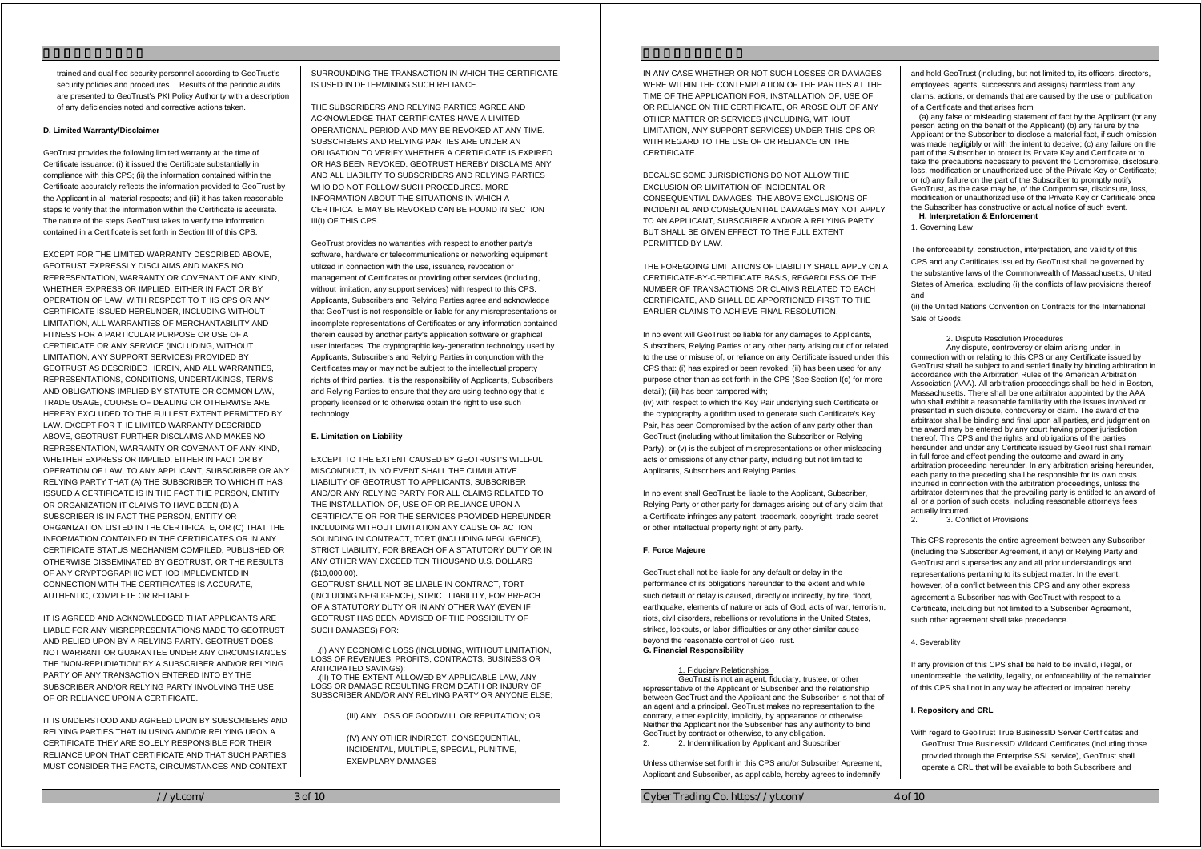trained and qualified security personnel according to GeoTrust's security policies and procedures. Results of the periodic audits are presented to GeoTrust's PKI Policy Authority with a description of any deficiencies noted and corrective actions taken.

#### D. Limited Warranty/Disclaimer

GeoTrust provides the following limited warranty at the time of Certificate issuance: (i) it issued the Certificate substantially in compliance with this CPS; (ii) the information contained within the Certificate accurately reflects the information provided to GeoTrust by the Applicant in all material respects; and (iii) it has taken reasonable steps to verify that the information within the Certificate is accurate. The nature of the steps GeoTrust takes to verify the information contained in a Certificate is set forth in Section III of this CPS.

EXCEPT FOR THE LIMITED WARRANTY DESCRIBED ABOVE, GEOTRUST EXPRESSLY DISCLAIMS AND MAKES NO REPRESENTATION, WARRANTY OR COVENANT OF ANY KIND, WHETHER EXPRESS OR IMPLIED, EITHER IN FACT OR BY OPERATION OF LAW, WITH RESPECT TO THIS CPS OR ANY CERTIFICATE ISSUED HEREUNDER, INCLUDING WITHOUT LIMITATION, ALL WARRANTIES OF MERCHANTABILITY AND FITNESS FOR A PARTICULAR PURPOSE OR USE OF A CERTIFICATE OR ANY SERVICE (INCLUDING, WITHOUT LIMITATION, ANY SUPPORT SERVICES) PROVIDED BY GEOTRUST AS DESCRIBED HEREIN, AND ALL WARRANTIES, REPRESENTATIONS, CONDITIONS, UNDERTAKINGS, TERMS AND OBLIGATIONS IMPLIED BY STATUTE OR COMMON LAW, TRADE USAGE, COURSE OF DEALING OR OTHERWISE ARE HEREBY EXCLUDED TO THE FULLEST EXTENT PERMITTED BY LAW. EXCEPT FOR THE LIMITED WARRANTY DESCRIBED ABOVE, GEOTRUST FURTHER DISCLAIMS AND MAKES NO REPRESENTATION, WARRANTY OR COVENANT OF ANY KIND, WHETHER EXPRESS OR IMPLIED, EITHER IN FACT OR BY OPERATION OF LAW, TO ANY APPLICANT, SUBSCRIBER OR ANY RELYING PARTY THAT (A) THE SUBSCRIBER TO WHICH IT HAS ISSUED A CERTIFICATE IS IN THE FACT THE PERSON, ENTITY OR ORGANIZATION IT CLAIMS TO HAVE BEEN (B) A SUBSCRIBER IS IN FACT THE PERSON, ENTITY OR ORGANIZATION LISTED IN THE CERTIFICATE, OR (C) THAT THE INFORMATION CONTAINED IN THE CERTIFICATES OR IN ANY CERTIFICATE STATUS MECHANISM COMPILED, PUBLISHED OR OTHERWISE DISSEMINATED BY GEOTRUST, OR THE RESULTS OF ANY CRYPTOGRAPHIC METHOD IMPLEMENTED IN CONNECTION WITH THE CERTIFICATES IS ACCURATE, AUTHENTIC, COMPLETE OR RELIABLE.

IT IS AGREED AND ACKNOWLEDGED THAT APPLICANTS ARE LIABLE FOR ANY MISREPRESENTATIONS MADE TO GEOTRUST AND RELIED UPON BY A RELYING PARTY. GEOTRUST DOES NOT WARRANT OR GUARANTEE UNDER ANY CIRCUMSTANCES THE "NON-REPUDIATION" BY A SUBSCRIBER AND/OR RELYING PARTY OF ANY TRANSACTION ENTERED INTO BY THE SUBSCRIBER AND/OR RELYING PARTY INVOLVING THE USE OF OR RELIANCE UPON A CERTIFICATE.

IT IS UNDERSTOOD AND AGREED UPON BY SUBSCRIBERS AND RELYING PARTIES THAT IN USING AND/OR RELYING UPON A CERTIFICATE THEY ARE SOLELY RESPONSIBLE FOR THEIR RELIANCE UPON THAT CERTIFICATE AND THAT SUCH PARTIES MUST CONSIDER THE FACTS, CIRCUMSTANCES AND CONTEXT SURROUNDING THE TRANSACTION IN WHICH THE CERTIFICATE IS USED IN DETERMINING SUCH RELIANCE.

THE SUBSCRIBERS AND RELYING PARTIES AGREE AND ACKNOWLEDGE THAT CERTIFICATES HAVE A LIMITED OPERATIONAL PERIOD AND MAY BE REVOKED AT ANY TIME. SUBSCRIBERS AND RELYING PARTIES ARE UNDER AN OBLIGATION TO VERIFY WHETHER A CERTIFICATE IS EXPIRED OR HAS BEEN REVOKED. GEOTRUST HEREBY DISCLAIMS ANY AND ALL LIABILITY TO SUBSCRIBERS AND RELYING PARTIES WHO DO NOT FOLLOW SUCH PROCEDURES. MORE INFORMATION ABOUT THE SITUATIONS IN WHICH A CERTIFICATE MAY BE REVOKED CAN BE FOUND IN SECTION III(I) OF THIS CPS.

GeoTrust provides no warranties with respect to another party's software, hardware or telecommunications or networking equipment utilized in connection with the use, issuance, revocation or management of Certificates or providing other services (including, without limitation, any support services) with respect to this CPS. Applicants, Subscribers and Relying Parties agree and acknowledge that GeoTrust is not responsible or liable for any misrepresentations or incomplete representations of Certificates or any information contained therein caused by another party's application software or graphical user interfaces. The cryptographic key-generation technology used by Applicants, Subscribers and Relying Parties in conjunction with the Certificates may or may not be subject to the intellectual property rights of third parties. It is the responsibility of Applicants, Subscribers and Relying Parties to ensure that they are using technology that is properly licensed or to otherwise obtain the right to use such technology

#### E. Limitation on Liability

EXCEPT TO THE EXTENT CAUSED BY GEOTRUST'S WILLFUL MISCONDUCT, IN NO EVENT SHALL THE CUMULATIVE LIABILITY OF GEOTRUST TO APPLICANTS, SUBSCRIBER AND/OR ANY RELYING PARTY FOR ALL CLAIMS RELATED TO THE INSTALLATION OF, USE OF OR RELIANCE UPON A CERTIFICATE OR FOR THE SERVICES PROVIDED HEREUNDER INCLUDING WITHOUT LIMITATION ANY CAUSE OF ACTION SOUNDING IN CONTRACT, TORT (INCLUDING NEGLIGENCE), STRICT LIABILITY, FOR BREACH OF A STATUTORY DUTY OR IN ANY OTHER WAY EXCEED TEN THOUSAND U.S. DOLLARS ($10,000.00).

GEOTRUST SHALL NOT BE LIABLE IN CONTRACT, TORT (INCLUDING NEGLIGENCE), STRICT LIABILITY, FOR BREACH OF A STATUTORY DUTY OR IN ANY OTHER WAY (EVEN IF GEOTRUST HAS BEEN ADVISED OF THE POSSIBILITY OF SUCH DAMAGES) FOR:

(I) ANY ECONOMIC LOSS (INCLUDING, WITHOUT LIMITATION, LOSS OF REVENUES, PROFITS, CONTRACTS, BUSINESS OR ANTICIPATED SAVINGS);

(II) TO THE EXTENT ALLOWED BY APPLICABLE LAW, ANY LOSS OR DAMAGE RESULTING FROM DEATH OR INJURY OF SUBSCRIBER AND/OR ANY RELYING PARTY OR ANYONE ELSE;

(III) ANY LOSS OF GOODWILL OR REPUTATION; OR

(IV) ANY OTHER INDIRECT, CONSEQUENTIAL, INCIDENTAL, MULTIPLE, SPECIAL, PUNITIVE, EXEMPLARY DAMAGES

IN ANY CASE WHETHER OR NOT SUCH LOSSES OR DAMAGES WERE WITHIN THE CONTEMPLATION OF THE PARTIES AT THE TIME OF THE APPLICATION FOR, INSTALLATION OF, USE OF OR RELIANCE ON THE CERTIFICATE, OR AROSE OUT OF ANY OTHER MATTER OR SERVICES (INCLUDING, WITHOUT LIMITATION, ANY SUPPORT SERVICES) UNDER THIS CPS OR WITH REGARD TO THE USE OF OR RELIANCE ON THE CERTIFICATE.

BECAUSE SOME JURISDICTIONS DO NOT ALLOW THE EXCLUSION OR LIMITATION OF INCIDENTAL OR CONSEQUENTIAL DAMAGES, THE ABOVE EXCLUSIONS OF INCIDENTAL AND CONSEQUENTIAL DAMAGES MAY NOT APPLY TO AN APPLICANT, SUBSCRIBER AND/OR A RELYING PARTY BUT SHALL BE GIVEN EFFECT TO THE FULL EXTENT PERMITTED BY LAW.

THE FOREGOING LIMITATIONS OF LIABILITY SHALL APPLY ON A CERTIFICATE-BY-CERTIFICATE BASIS, REGARDLESS OF THE NUMBER OF TRANSACTIONS OR CLAIMS RELATED TO EACH CERTIFICATE, AND SHALL BE APPORTIONED FIRST TO THE EARLIER CLAIMS TO ACHIEVE FINAL RESOLUTION.

In no event will GeoTrust be liable for any damages to Applicants, Subscribers, Relying Parties or any other party arising out of or related to the use or misuse of, or reliance on any Certificate issued under this CPS that: (i) has expired or been revoked; (ii) has been used for any purpose other than as set forth in the CPS (See Section I(c) for more detail); (iii) has been tampered with;
(iv) with respect to which the Key Pair underlying such Certificate or the cryptography algorithm used to generate such Certificate's Key Pair, has been Compromised by the action of any party other than GeoTrust (including without limitation the Subscriber or Relying Party); or (v) is the subject of misrepresentations or other misleading acts or omissions of any other party, including but not limited to Applicants, Subscribers and Relying Parties.

In no event shall GeoTrust be liable to the Applicant, Subscriber, Relying Party or other party for damages arising out of any claim that a Certificate infringes any patent, trademark, copyright, trade secret or other intellectual property right of any party.

#### F. Force Majeure

GeoTrust shall not be liable for any default or delay in the performance of its obligations hereunder to the extent and while such default or delay is caused, directly or indirectly, by fire, flood, earthquake, elements of nature or acts of God, acts of war, terrorism, riots, civil disorders, rebellions or revolutions in the United States, strikes, lockouts, or labor difficulties or any other similar cause beyond the reasonable control of GeoTrust.

#### G. Financial Responsibility

1. Fiduciary Relationships

GeoTrust is not an agent, fiduciary, trustee, or other representative of the Applicant or Subscriber and the relationship between GeoTrust and the Applicant and the Subscriber is not that of an agent and a principal. GeoTrust makes no representation to the contrary, either explicitly, implicitly, by appearance or otherwise. Neither the Applicant nor the Subscriber has any authority to bind GeoTrust by contract or otherwise, to any obligation.

2. Indemnification by Applicant and Subscriber

Unless otherwise set forth in this CPS and/or Subscriber Agreement, Applicant and Subscriber, as applicable, hereby agrees to indemnify and hold GeoTrust (including, but not limited to, its officers, directors, employees, agents, successors and assigns) harmless from any claims, actions, or demands that are caused by the use or publication of a Certificate and that arises from

(a) any false or misleading statement of fact by the Applicant (or any person acting on the behalf of the Applicant) (b) any failure by the Applicant or the Subscriber to disclose a material fact, if such omission was made negligently or with the intent to deceive; (c) any failure on the part of the Subscriber to protect its Private Key and Certificate or to take the precautions necessary to prevent the Compromise, disclosure, loss, modification or unauthorized use of the Private Key or Certificate; or (d) any failure on the part of the Subscriber to promptly notify GeoTrust, as the case may be, of the Compromise, disclosure, loss, modification or unauthorized use of the Private Key or Certificate once the Subscriber has constructive or actual notice of such event.

#### H. Interpretation & Enforcement

1. Governing Law

The enforceability, construction, interpretation, and validity of this CPS and any Certificates issued by GeoTrust shall be governed by the substantive laws of the Commonwealth of Massachusetts, United States of America, excluding (i) the conflicts of law provisions thereof and
(ii) the United Nations Convention on Contracts for the International Sale of Goods.

2. Dispute Resolution Procedures

Any dispute, controversy or claim arising under, in connection with or relating to this CPS or any Certificate issued by GeoTrust shall be subject to and settled finally by binding arbitration in accordance with the Arbitration Rules of the American Arbitration Association (AAA). All arbitration proceedings shall be held in Boston, Massachusetts. There shall be one arbitrator appointed by the AAA who shall exhibit a reasonable familiarity with the issues involved or presented in such dispute, controversy or claim. The award of the arbitrator shall be binding and final upon all parties, and judgment on the award may be entered by any court having proper jurisdiction thereof. This CPS and the rights and obligations of the parties hereunder and under any Certificate issued by GeoTrust shall remain in full force and effect pending the outcome and award in any arbitration proceeding hereunder. In any arbitration arising hereunder, each party to the preceding shall be responsible for its own costs incurred in connection with the arbitration proceedings, unless the arbitrator determines that the prevailing party is entitled to an award of all or a portion of such costs, including reasonable attorneys fees actually incurred.

3. Conflict of Provisions

This CPS represents the entire agreement between any Subscriber (including the Subscriber Agreement, if any) or Relying Party and GeoTrust and supersedes any and all prior understandings and representations pertaining to its subject matter. In the event, however, of a conflict between this CPS and any other express agreement a Subscriber has with GeoTrust with respect to a Certificate, including but not limited to a Subscriber Agreement, such other agreement shall take precedence.

4. Severability

If any provision of this CPS shall be held to be invalid, illegal, or unenforceable, the validity, legality, or enforceability of the remainder of this CPS shall not in any way be affected or impaired hereby.

#### I. Repository and CRL

With regard to GeoTrust True BusinessID Server Certificates and GeoTrust True BusinessID Wildcard Certificates (including those provided through the Enterprise SSL service), GeoTrust shall operate a CRL that will be available to both Subscribers and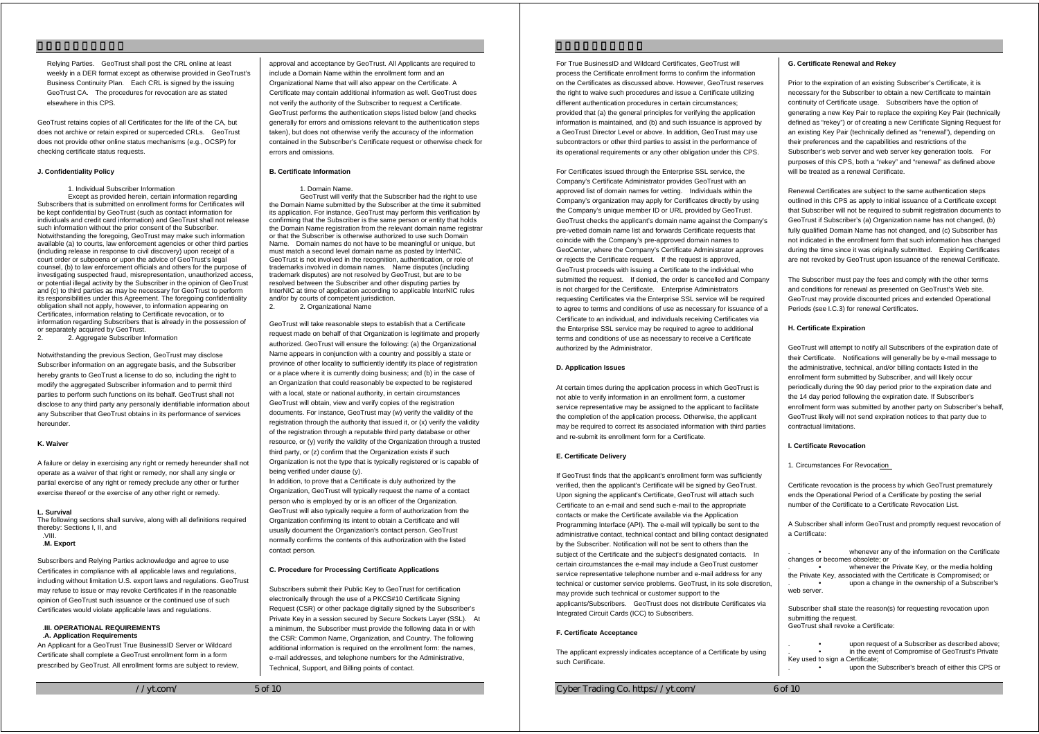Relying Parties. GeoTrust shall post the CRL online at least weekly in a DER format except as otherwise provided in GeoTrust's Business Continuity Plan. Each CRL is signed by the issuing GeoTrust CA. The procedures for revocation are as stated elsewhere in this CPS.

GeoTrust retains copies of all Certificates for the life of the CA, but does not archive or retain expired or superceded CRLs. GeoTrust does not provide other online status mechanisms (e.g., OCSP) for checking certificate status requests.

### J. Confidentiality Policy

1. Individual Subscriber Information

Except as provided herein, certain information regarding Subscribers that is submitted on enrollment forms for Certificates will be kept confidential by GeoTrust (such as contact information for individuals and credit card information) and GeoTrust shall not release such information without the prior consent of the Subscriber. Notwithstanding the foregoing, GeoTrust may make such information available (a) to courts, law enforcement agencies or other third parties (including release in response to civil discovery) upon receipt of a court order or subpoena or upon the advice of GeoTrust's legal counsel, (b) to law enforcement officials and others for the purpose of investigating suspected fraud, misrepresentation, unauthorized access, or potential illegal activity by the Subscriber in the opinion of GeoTrust and (c) to third parties as may be necessary for GeoTrust to perform its responsibilities under this Agreement. The foregoing confidentiality obligation shall not apply, however, to information appearing on Certificates, information relating to Certificate revocation, or to information regarding Subscribers that is already in the possession of or separately acquired by GeoTrust.

2. Aggregate Subscriber Information

Notwithstanding the previous Section, GeoTrust may disclose Subscriber information on an aggregate basis, and the Subscriber hereby grants to GeoTrust a license to do so, including the right to modify the aggregated Subscriber information and to permit third parties to perform such functions on its behalf. GeoTrust shall not disclose to any third party any personally identifiable information about any Subscriber that GeoTrust obtains in its performance of services hereunder.

### K. Waiver

A failure or delay in exercising any right or remedy hereunder shall not operate as a waiver of that right or remedy, nor shall any single or partial exercise of any right or remedy preclude any other or further exercise thereof or the exercise of any other right or remedy.

### L. Survival

The following sections shall survive, along with all definitions required thereby: Sections I, II, and VIII.

### M. Export

Subscribers and Relying Parties acknowledge and agree to use Certificates in compliance with all applicable laws and regulations, including without limitation U.S. export laws and regulations. GeoTrust may refuse to issue or may revoke Certificates if in the reasonable opinion of GeoTrust such issuance or the continued use of such Certificates would violate applicable laws and regulations.

## III. OPERATIONAL REQUIREMENTS

### A. Application Requirements

An Applicant for a GeoTrust True BusinessID Server or Wildcard Certificate shall complete a GeoTrust enrollment form in a form prescribed by GeoTrust. All enrollment forms are subject to review, approval and acceptance by GeoTrust. All Applicants are required to include a Domain Name within the enrollment form and an Organizational Name that will also appear on the Certificate. A Certificate may contain additional information as well. GeoTrust does not verify the authority of the Subscriber to request a Certificate. GeoTrust performs the authentication steps listed below (and checks generally for errors and omissions relevant to the authentication steps taken), but does not otherwise verify the accuracy of the information contained in the Subscriber's Certificate request or otherwise check for errors and omissions.

### B. Certificate Information

1. Domain Name.

GeoTrust will verify that the Subscriber had the right to use the Domain Name submitted by the Subscriber at the time it submitted its application. For instance, GeoTrust may perform this verification by confirming that the Subscriber is the same person or entity that holds the Domain Name registration from the relevant domain name registrar or that the Subscriber is otherwise authorized to use such Domain Name. Domain names do not have to be meaningful or unique, but must match a second level domain name as posted by InterNIC. GeoTrust is not involved in the recognition, authentication, or role of trademarks involved in domain names. Name disputes (including trademark disputes) are not resolved by GeoTrust, but are to be resolved between the Subscriber and other disputing parties by InterNIC at time of application according to applicable InterNIC rules and/or by courts of competent jurisdiction.

2. Organizational Name

GeoTrust will take reasonable steps to establish that a Certificate request made on behalf of that Organization is legitimate and properly authorized. GeoTrust will ensure the following: (a) the Organizational Name appears in conjunction with a country and possibly a state or province of other locality to sufficiently identify its place of registration or a place where it is currently doing business; and (b) in the case of an Organization that could reasonably be expected to be registered with a local, state or national authority, in certain circumstances GeoTrust will obtain, view and verify copies of the registration documents. For instance, GeoTrust may (w) verify the validity of the registration through the authority that issued it, or (x) verify the validity of the registration through a reputable third party database or other resource, or (y) verify the validity of the Organization through a trusted third party, or (z) confirm that the Organization exists if such Organization is not the type that is typically registered or is capable of being verified under clause (y).

In addition, to prove that a Certificate is duly authorized by the Organization, GeoTrust will typically request the name of a contact person who is employed by or is an officer of the Organization. GeoTrust will also typically require a form of authorization from the Organization confirming its intent to obtain a Certificate and will usually document the Organization's contact person. GeoTrust normally confirms the contents of this authorization with the listed contact person.

### C. Procedure for Processing Certificate Applications

Subscribers submit their Public Key to GeoTrust for certification electronically through the use of a PKCS#10 Certificate Signing Request (CSR) or other package digitally signed by the Subscriber's Private Key in a session secured by Secure Sockets Layer (SSL). At a minimum, the Subscriber must provide the following data in or with the CSR: Common Name, Organization, and Country. The following additional information is required on the enrollment form: the names, e-mail addresses, and telephone numbers for the Administrative, Technical, Support, and Billing points of contact.

For True BusinessID and Wildcard Certificates, GeoTrust will process the Certificate enrollment forms to confirm the information on the Certificates as discussed above. However, GeoTrust reserves the right to waive such procedures and issue a Certificate utilizing different authentication procedures in certain circumstances; provided that (a) the general principles for verifying the application information is maintained, and (b) and such issuance is approved by a GeoTrust Director Level or above. In addition, GeoTrust may use subcontractors or other third parties to assist in the performance of its operational requirements or any other obligation under this CPS.

For Certificates issued through the Enterprise SSL service, the Company's Certificate Administrator provides GeoTrust with an approved list of domain names for vetting. Individuals within the Company's organization may apply for Certificates directly by using the Company's unique member ID or URL provided by GeoTrust. GeoTrust checks the applicant's domain name against the Company's pre-vetted domain name list and forwards Certificate requests that coincide with the Company's pre-approved domain names to GeoCenter, where the Company's Certificate Administrator approves or rejects the Certificate request. If the request is approved, GeoTrust proceeds with issuing a Certificate to the individual who submitted the request. If denied, the order is cancelled and Company is not charged for the Certificate. Enterprise Administrators requesting Certificates via the Enterprise SSL service will be required to agree to terms and conditions of use as necessary for issuance of a Certificate to an individual, and individuals receiving Certificates via the Enterprise SSL service may be required to agree to additional terms and conditions of use as necessary to receive a Certificate authorized by the Administrator.

### D. Application Issues

At certain times during the application process in which GeoTrust is not able to verify information in an enrollment form, a customer service representative may be assigned to the applicant to facilitate the completion of the application process. Otherwise, the applicant may be required to correct its associated information with third parties and re-submit its enrollment form for a Certificate.

### E. Certificate Delivery

If GeoTrust finds that the applicant's enrollment form was sufficiently verified, then the applicant's Certificate will be signed by GeoTrust. Upon signing the applicant's Certificate, GeoTrust will attach such Certificate to an e-mail and send such e-mail to the appropriate contacts or make the Certificate available via the Application Programming Interface (API). The e-mail will typically be sent to the administrative contact, technical contact and billing contact designated by the Subscriber. Notification will not be sent to others than the subject of the Certificate and the subject's designated contacts. In certain circumstances the e-mail may include a GeoTrust customer service representative telephone number and e-mail address for any technical or customer service problems. GeoTrust, in its sole discretion, may provide such technical or customer support to the applicants/Subscribers. GeoTrust does not distribute Certificates via Integrated Circuit Cards (ICC) to Subscribers.

### F. Certificate Acceptance

The applicant expressly indicates acceptance of a Certificate by using such Certificate.

### G. Certificate Renewal and Rekey

Prior to the expiration of an existing Subscriber's Certificate, it is necessary for the Subscriber to obtain a new Certificate to maintain continuity of Certificate usage. Subscribers have the option of generating a new Key Pair to replace the expiring Key Pair (technically defined as "rekey") or of creating a new Certificate Signing Request for an existing Key Pair (technically defined as "renewal"), depending on their preferences and the capabilities and restrictions of the Subscriber's web server and web server key generation tools. For purposes of this CPS, both a "rekey" and "renewal" as defined above will be treated as a renewal Certificate.

Renewal Certificates are subject to the same authentication steps outlined in this CPS as apply to initial issuance of a Certificate except that Subscriber will not be required to submit registration documents to GeoTrust if Subscriber's (a) Organization name has not changed, (b) fully qualified Domain Name has not changed, and (c) Subscriber has not indicated in the enrollment form that such information has changed during the time since it was originally submitted. Expiring Certificates are not revoked by GeoTrust upon issuance of the renewal Certificate.

The Subscriber must pay the fees and comply with the other terms and conditions for renewal as presented on GeoTrust's Web site. GeoTrust may provide discounted prices and extended Operational Periods (see I.C.3) for renewal Certificates.

### H. Certificate Expiration

GeoTrust will attempt to notify all Subscribers of the expiration date of their Certificate. Notifications will generally be by e-mail message to the administrative, technical, and/or billing contacts listed in the enrollment form submitted by Subscriber, and will likely occur periodically during the 90 day period prior to the expiration date and the 14 day period following the expiration date. If Subscriber's enrollment form was submitted by another party on Subscriber's behalf, GeoTrust likely will not send expiration notices to that party due to contractual limitations.

### I. Certificate Revocation

1. Circumstances For Revocation

Certificate revocation is the process by which GeoTrust prematurely ends the Operational Period of a Certificate by posting the serial number of the Certificate to a Certificate Revocation List.

A Subscriber shall inform GeoTrust and promptly request revocation of a Certificate:

- whenever any of the information on the Certificate changes or becomes obsolete; or
- whenever the Private Key, or the media holding the Private Key, associated with the Certificate is Compromised; or
- upon a change in the ownership of a Subscriber's web server.

Subscriber shall state the reason(s) for requesting revocation upon submitting the request.

GeoTrust shall revoke a Certificate:

- upon request of a Subscriber as described above;
- in the event of Compromise of GeoTrust's Private Key used to sign a Certificate;
- upon the Subscriber's breach of either this CPS or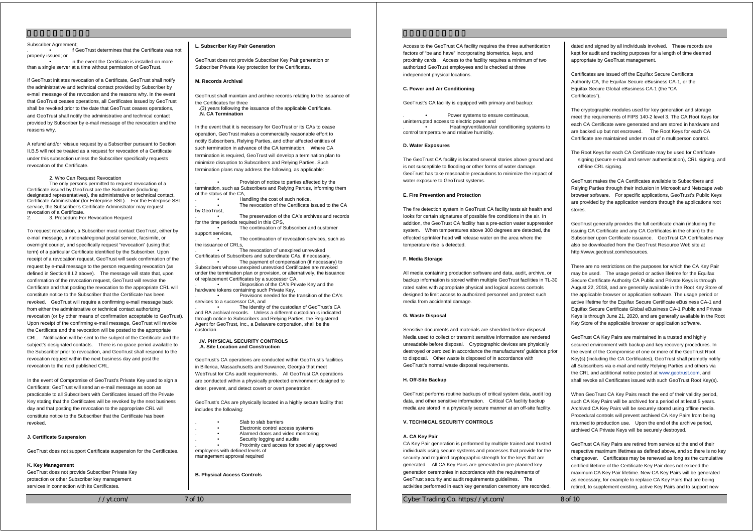Subscriber Agreement;

- if GeoTrust determines that the Certificate was not properly issued; or
- in the event the Certificate is installed on more than a single server at a time without permission of GeoTrust.

If GeoTrust initiates revocation of a Certificate, GeoTrust shall notify the administrative and technical contact provided by Subscriber by e-mail message of the revocation and the reasons why. In the event that GeoTrust ceases operations, all Certificates issued by GeoTrust shall be revoked prior to the date that GeoTrust ceases operations, and GeoTrust shall notify the administrative and technical contact provided by Subscriber by e-mail message of the revocation and the reasons why.

A refund and/or reissue request by a Subscriber pursuant to Section II.B.5 will not be treated as a request for revocation of a Certificate under this subsection unless the Subscriber specifically requests revocation of the Certificate.

2. Who Can Request Revocation

The only persons permitted to request revocation of a Certificate issued by GeoTrust are the Subscriber (including designated representatives), the administrative or technical contact, Certificate Administrator (for Enterprise SSL). For the Enterprise SSL service, the Subscriber's Certificate Administrator may request revocation of a Certificate.

3. Procedure For Revocation Request

To request revocation, a Subscriber must contact GeoTrust, either by e-mail message, a national/regional postal service, facsimile, or overnight courier, and specifically request "revocation" (using that term) of a particular Certificate identified by the Subscriber. Upon receipt of a revocation request, GeoTrust will seek confirmation of the request by e-mail message to the person requesting revocation (as defined in SectionIII.I.2 above). The message will state that, upon confirmation of the revocation request, GeoTrust will revoke the Certificate and that posting the revocation to the appropriate CRL will constitute notice to the Subscriber that the Certificate has been revoked. GeoTrust will require a confirming e-mail message back from either the administrative or technical contact authorizing revocation (or by other means of confirmation acceptable to GeoTrust). Upon receipt of the confirming e-mail message, GeoTrust will revoke the Certificate and the revocation will be posted to the appropriate CRL. Notification will be sent to the subject of the Certificate and the subject's designated contacts. There is no grace period available to the Subscriber prior to revocation, and GeoTrust shall respond to the revocation request within the next business day and post the revocation to the next published CRL.

In the event of Compromise of GeoTrust's Private Key used to sign a Certificate; GeoTrust will send an e-mail message as soon as practicable to all Subscribers with Certificates issued off the Private Key stating that the Certificates will be revoked by the next business day and that posting the revocation to the appropriate CRL will constitute notice to the Subscriber that the Certificate has been revoked.

**J. Certificate Suspension**

GeoTrust does not support Certificate suspension for the Certificates.

**K. Key Management**

GeoTrust does not provide Subscriber Private Key protection or other Subscriber key management services in connection with its Certificates.

**L. Subscriber Key Pair Generation**

GeoTrust does not provide Subscriber Key Pair generation or Subscriber Private Key protection for the Certificates.

**M. Records Archival**

GeoTrust shall maintain and archive records relating to the issuance of the Certificates for three (3) years following the issuance of the applicable Certificate.

**N. CA Termination**

In the event that it is necessary for GeoTrust or its CAs to cease operation, GeoTrust makes a commercially reasonable effort to notify Subscribers, Relying Parties, and other affected entities of such termination in advance of the CA termination. Where CA termination is required, GeoTrust will develop a termination plan to minimize disruption to Subscribers and Relying Parties. Such termination plans may address the following, as applicable:

- Provision of notice to parties affected by the termination, such as Subscribers and Relying Parties, informing them of the status of the CA,
- Handling the cost of such notice,
- The revocation of the Certificate issued to the CA by GeoTrust,
- The preservation of the CA's archives and records for the time periods required in this CPS,
- The continuation of Subscriber and customer support services,
- The continuation of revocation services, such as the issuance of CRLs,
- The revocation of unexpired unrevoked Certificates of Subscribers and subordinate CAs, if necessary,
- The payment of compensation (if necessary) to Subscribers whose unexpired unrevoked Certificates are revoked under the termination plan or provision, or alternatively, the issuance of replacement Certificates by a successor CA,
- Disposition of the CA's Private Key and the hardware tokens containing such Private Key,
- Provisions needed for the transition of the CA's services to a successor CA, and
- The identity of the custodian of GeoTrust's CA and RA archival records. Unless a different custodian is indicated through notice to Subscribers and Relying Parties, the Registered Agent for GeoTrust, Inc., a Delaware corporation, shall be the custodian.

## IV. PHYSICAL SECURITY CONTROLS

**A. Site Location and Construction**

GeoTrust's CA operations are conducted within GeoTrust's facilities in Billerica, Massachusetts and Suwanee, Georgia that meet WebTrust for CAs audit requirements. All GeoTrust CA operations are conducted within a physically protected environment designed to deter, prevent, and detect covert or overt penetration.

GeoTrust's CAs are physically located in a highly secure facility that includes the following:

- Slab to slab barriers
- Electronic control access systems
- Alarmed doors and video monitoring
- Security logging and audits
- Proximity card access for specially approved employees with defined levels of management approval required

**B. Physical Access Controls**

Access to the GeoTrust CA facility requires the three authentication factors of "be and have" incorporating biometrics, keys, and proximity cards. Access to the facility requires a minimum of two authorized GeoTrust employees and is checked at three independent physical locations.

**C. Power and Air Conditioning**

GeoTrust's CA facility is equipped with primary and backup:

- Power systems to ensure continuous, uninterrupted access to electric power and
- Heating/ventilation/air conditioning systems to control temperature and relative humidity.

**D. Water Exposures**

The GeoTrust CA facility is located several stories above ground and is not susceptible to flooding or other forms of water damage. GeoTrust has take reasonable precautions to minimize the impact of water exposure to GeoTrust systems.

**E. Fire Prevention and Protection**

The fire detection system in GeoTrust CA facility tests air health and looks for certain signatures of possible fire conditions in the air. In addition, the GeoTrust CA facility has a pre-action water suppression system. When temperatures above 300 degrees are detected, the effected sprinkler head will release water on the area where the temperature rise is detected.

**F. Media Storage**

All media containing production software and data, audit, archive, or backup information is stored within multiple GeoTrust facilities in TL-30 rated safes with appropriate physical and logical access controls designed to limit access to authorized personnel and protect such media from accidental damage.

**G. Waste Disposal**

Sensitive documents and materials are shredded before disposal. Media used to collect or transmit sensitive information are rendered unreadable before disposal. Cryptographic devices are physically destroyed or zeroized in accordance the manufacturers' guidance prior to disposal. Other waste is disposed of in accordance with GeoTrust's normal waste disposal requirements.

**H. Off-Site Backup**

GeoTrust performs routine backups of critical system data, audit log data, and other sensitive information. Critical CA facility backup media are stored in a physically secure manner at an off-site facility.

## V. TECHNICAL SECURITY CONTROLS

**A. CA Key Pair**

CA Key Pair generation is performed by multiple trained and trusted individuals using secure systems and processes that provide for the security and required cryptographic strength for the keys that are generated. All CA Key Pairs are generated in pre-planned key generation ceremonies in accordance with the requirements of GeoTrust security and audit requirements guidelines. The activities performed in each key generation ceremony are recorded, dated and signed by all individuals involved. These records are kept for audit and tracking purposes for a length of time deemed appropriate by GeoTrust management.

Certificates are issued off the Equifax Secure Certificate Authority CA, the Equifax Secure eBusiness CA-1, or the Equifax Secure Global eBusiness CA-1 (the "CA Certificates").

The cryptographic modules used for key generation and storage meet the requirements of FIPS 140-2 level 3. The CA Root Keys for each CA Certificate were generated and are stored in hardware and are backed up but not escrowed. The Root Keys for each CA Certificate are maintained under m out of n multiperson control.

The Root Keys for each CA Certificate may be used for Certificate signing (secure e-mail and server authentication), CRL signing, and off-line CRL signing.

GeoTrust makes the CA Certificates available to Subscribers and Relying Parties through their inclusion in Microsoft and Netscape web browser software. For specific applications, GeoTrust's Public Keys are provided by the application vendors through the applications root stores.

GeoTrust generally provides the full certificate chain (including the issuing CA Certificate and any CA Certificates in the chain) to the Subscriber upon Certificate issuance. GeoTrust CA Certificates may also be downloaded from the GeoTrust Resource Web site at http://www.geotrust.com/resources.

There are no restrictions on the purposes for which the CA Key Pair may be used. The usage period or active lifetime for the Equifax Secure Certificate Authority CA Public and Private Keys is through August 22, 2018, and are generally available in the Root Key Store of the applicable browser or application software. The usage period or active lifetime for the Equifax Secure Certificate eBusiness CA-1 and Equifax Secure Certificate Global eBusiness CA-1 Public and Private Keys is through June 21, 2020, and are generally available in the Root Key Store of the applicable browser or application software.

GeoTrust CA Key Pairs are maintained in a trusted and highly secured environment with backup and key recovery procedures. In the event of the Compromise of one or more of the GeoTrust Root Key(s) (including the CA Certificates), GeoTrust shall promptly notify all Subscribers via e-mail and notify Relying Parties and others via the CRL and additional notice posted at www.geotrust.com, and shall revoke all Certificates issued with such GeoTrust Root Key(s).

When GeoTrust CA Key Pairs reach the end of their validity period, such CA Key Pairs will be archived for a period of at least 5 years. Archived CA Key Pairs will be securely stored using offline media. Procedural controls will prevent archived CA Key Pairs from being returned to production use. Upon the end of the archive period, archived CA Private Keys will be securely destroyed.

GeoTrust CA Key Pairs are retired from service at the end of their respective maximum lifetimes as defined above, and so there is no key changeover. Certificates may be renewed as long as the cumulative certified lifetime of the Certificate Key Pair does not exceed the maximum CA Key Pair lifetime. New CA Key Pairs will be generated as necessary, for example to replace CA Key Pairs that are being retired, to supplement existing, active Key Pairs and to support new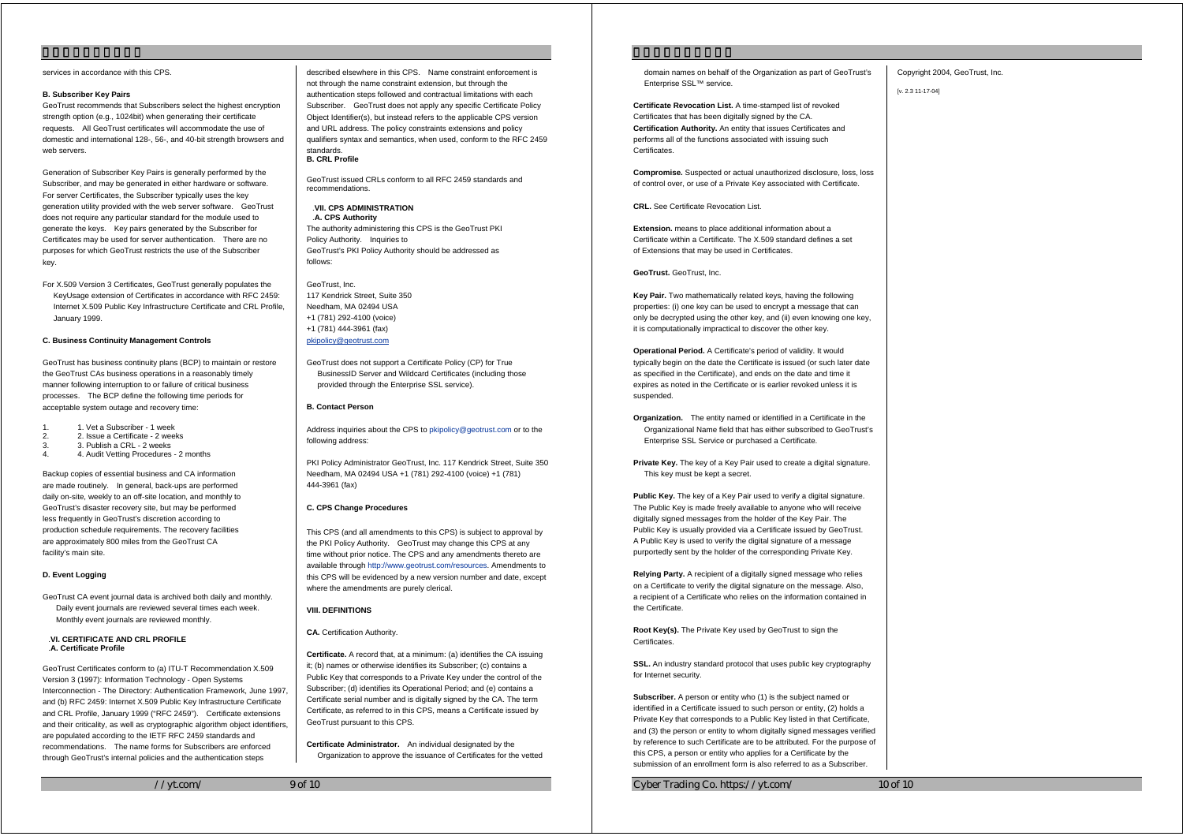services in accordance with this CPS.

#### B. Subscriber Key Pairs

GeoTrust recommends that Subscribers select the highest encryption strength option (e.g., 1024bit) when generating their certificate requests. All GeoTrust certificates will accommodate the use of domestic and international 128-, 56-, and 40-bit strength browsers and web servers.

Generation of Subscriber Key Pairs is generally performed by the Subscriber, and may be generated in either hardware or software. For server Certificates, the Subscriber typically uses the key generation utility provided with the web server software. GeoTrust does not require any particular standard for the module used to generate the keys. Key pairs generated by the Subscriber for Certificates may be used for server authentication. There are no purposes for which GeoTrust restricts the use of the Subscriber key.

For X.509 Version 3 Certificates, GeoTrust generally populates the KeyUsage extension of Certificates in accordance with RFC 2459: Internet X.509 Public Key Infrastructure Certificate and CRL Profile, January 1999.

#### C. Business Continuity Management Controls

GeoTrust has business continuity plans (BCP) to maintain or restore the GeoTrust CAs business operations in a reasonably timely manner following interruption to or failure of critical business processes. The BCP define the following time periods for acceptable system outage and recovery time:

1. 1. Vet a Subscriber - 1 week
2. 2. Issue a Certificate - 2 weeks
3. 3. Publish a CRL - 2 weeks
4. 4. Audit Vetting Procedures - 2 months

Backup copies of essential business and CA information are made routinely. In general, back-ups are performed daily on-site, weekly to an off-site location, and monthly to GeoTrust's disaster recovery site, but may be performed less frequently in GeoTrust's discretion according to production schedule requirements. The recovery facilities are approximately 800 miles from the GeoTrust CA facility's main site.

#### D. Event Logging

GeoTrust CA event journal data is archived both daily and monthly. Daily event journals are reviewed several times each week. Monthly event journals are reviewed monthly.

### VI. CERTIFICATE AND CRL PROFILE

#### A. Certificate Profile

GeoTrust Certificates conform to (a) ITU-T Recommendation X.509 Version 3 (1997): Information Technology - Open Systems Interconnection - The Directory: Authentication Framework, June 1997, and (b) RFC 2459: Internet X.509 Public Key Infrastructure Certificate and CRL Profile, January 1999 ("RFC 2459"). Certificate extensions and their criticality, as well as cryptographic algorithm object identifiers, are populated according to the IETF RFC 2459 standards and recommendations. The name forms for Subscribers are enforced through GeoTrust's internal policies and the authentication steps described elsewhere in this CPS. Name constraint enforcement is not through the name constraint extension, but through the authentication steps followed and contractual limitations with each Subscriber. GeoTrust does not apply any specific Certificate Policy Object Identifier(s), but instead refers to the applicable CPS version and URL address. The policy constraints extensions and policy qualifiers syntax and semantics, when used, conform to the RFC 2459 standards.

#### B. CRL Profile

GeoTrust issued CRLs conform to all RFC 2459 standards and recommendations.

### VII. CPS ADMINISTRATION

#### A. CPS Authority

The authority administering this CPS is the GeoTrust PKI Policy Authority. Inquiries to GeoTrust's PKI Policy Authority should be addressed as follows:

GeoTrust, Inc.
117 Kendrick Street, Suite 350
Needham, MA 02494 USA
+1 (781) 292-4100 (voice)
+1 (781) 444-3961 (fax)
pkipolicy@geotrust.com

GeoTrust does not support a Certificate Policy (CP) for True BusinessID Server and Wildcard Certificates (including those provided through the Enterprise SSL service).

#### B. Contact Person

Address inquiries about the CPS to pkipolicy@geotrust.com or to the following address:

PKI Policy Administrator GeoTrust, Inc. 117 Kendrick Street, Suite 350 Needham, MA 02494 USA +1 (781) 292-4100 (voice) +1 (781) 444-3961 (fax)

#### C. CPS Change Procedures

This CPS (and all amendments to this CPS) is subject to approval by the PKI Policy Authority. GeoTrust may change this CPS at any time without prior notice. The CPS and any amendments thereto are available through http://www.geotrust.com/resources. Amendments to this CPS will be evidenced by a new version number and date, except where the amendments are purely clerical.

### VIII. DEFINITIONS

**CA.** Certification Authority.

**Certificate.** A record that, at a minimum: (a) identifies the CA issuing it; (b) names or otherwise identifies its Subscriber; (c) contains a Public Key that corresponds to a Private Key under the control of the Subscriber; (d) identifies its Operational Period; and (e) contains a Certificate serial number and is digitally signed by the CA. The term Certificate, as referred to in this CPS, means a Certificate issued by GeoTrust pursuant to this CPS.

**Certificate Administrator.** An individual designated by the Organization to approve the issuance of Certificates for the vetted domain names on behalf of the Organization as part of GeoTrust's Enterprise SSL™ service.

**Certificate Revocation List.** A time-stamped list of revoked Certificates that has been digitally signed by the CA.

**Certification Authority.** An entity that issues Certificates and performs all of the functions associated with issuing such Certificates.

**Compromise.** Suspected or actual unauthorized disclosure, loss, loss of control over, or use of a Private Key associated with Certificate.

**CRL.** See Certificate Revocation List.

**Extension.** means to place additional information about a Certificate within a Certificate. The X.509 standard defines a set of Extensions that may be used in Certificates.

**GeoTrust.** GeoTrust, Inc.

**Key Pair.** Two mathematically related keys, having the following properties: (i) one key can be used to encrypt a message that can only be decrypted using the other key, and (ii) even knowing one key, it is computationally impractical to discover the other key.

**Operational Period.** A Certificate's period of validity. It would typically begin on the date the Certificate is issued (or such later date as specified in the Certificate), and ends on the date and time it expires as noted in the Certificate or is earlier revoked unless it is suspended.

**Organization.** The entity named or identified in a Certificate in the Organizational Name field that has either subscribed to GeoTrust's Enterprise SSL Service or purchased a Certificate.

**Private Key.** The key of a Key Pair used to create a digital signature. This key must be kept a secret.

**Public Key.** The key of a Key Pair used to verify a digital signature. The Public Key is made freely available to anyone who will receive digitally signed messages from the holder of the Key Pair. The Public Key is usually provided via a Certificate issued by GeoTrust. A Public Key is used to verify the digital signature of a message purportedly sent by the holder of the corresponding Private Key.

**Relying Party.** A recipient of a digitally signed message who relies on a Certificate to verify the digital signature on the message. Also, a recipient of a Certificate who relies on the information contained in the Certificate.

**Root Key(s).** The Private Key used by GeoTrust to sign the Certificates.

**SSL.** An industry standard protocol that uses public key cryptography for Internet security.

**Subscriber.** A person or entity who (1) is the subject named or identified in a Certificate issued to such person or entity, (2) holds a Private Key that corresponds to a Public Key listed in that Certificate, and (3) the person or entity to whom digitally signed messages verified by reference to such Certificate are to be attributed. For the purpose of this CPS, a person or entity who applies for a Certificate by the submission of an enrollment form is also referred to as a Subscriber.

Copyright 2004, GeoTrust, Inc.

[v. 2.3 11-17-04]